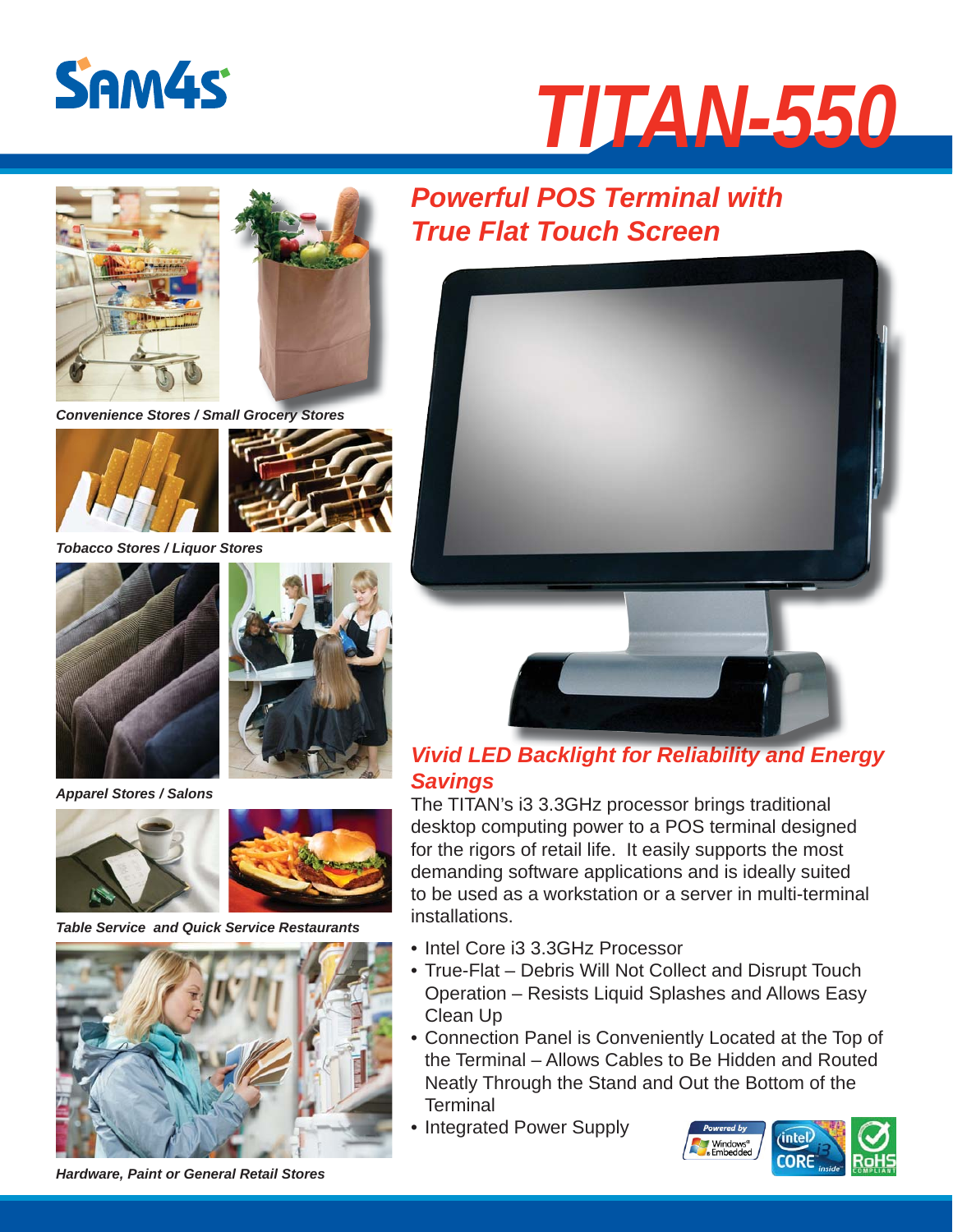# SAM4S

# TITAN-550

*Convenience Stores / Small Grocery Stores*

*Tobacco Stores / Liquor Stores*

*Apparel Stores / Salons*

*Table Service and Quick Service Restaurants*

*Hardware, Paint or General Retail Stores*

## *Powerful POS Terminal with True Flat Touch Screen*

## *Vivid LED Backlight for Reliability and Energy Savings*

The TITAN's i3 3.3GHz processor brings traditional desktop computing power to a POS terminal designed for the rigors of retail life. It easily supports the most demanding software applications and is ideally suited to be used as a workstation or a server in multi-terminal installations.

- Intel Core i3 3.3GHz Processor
- True-Flat – Debris Will Not Collect and Disrupt Touch Operation – Resists Liquid Splashes and Allows Easy Clean Up
- Connection Panel is Conveniently Located at the Top of the Terminal – Allows Cables to Be Hidden and Routed Neatly Through the Stand and Out the Bottom of the Terminal
- Integrated Power Supply

Powered by Windows® Embedded | intel CORE i3 inside | RoHS COMPLIANT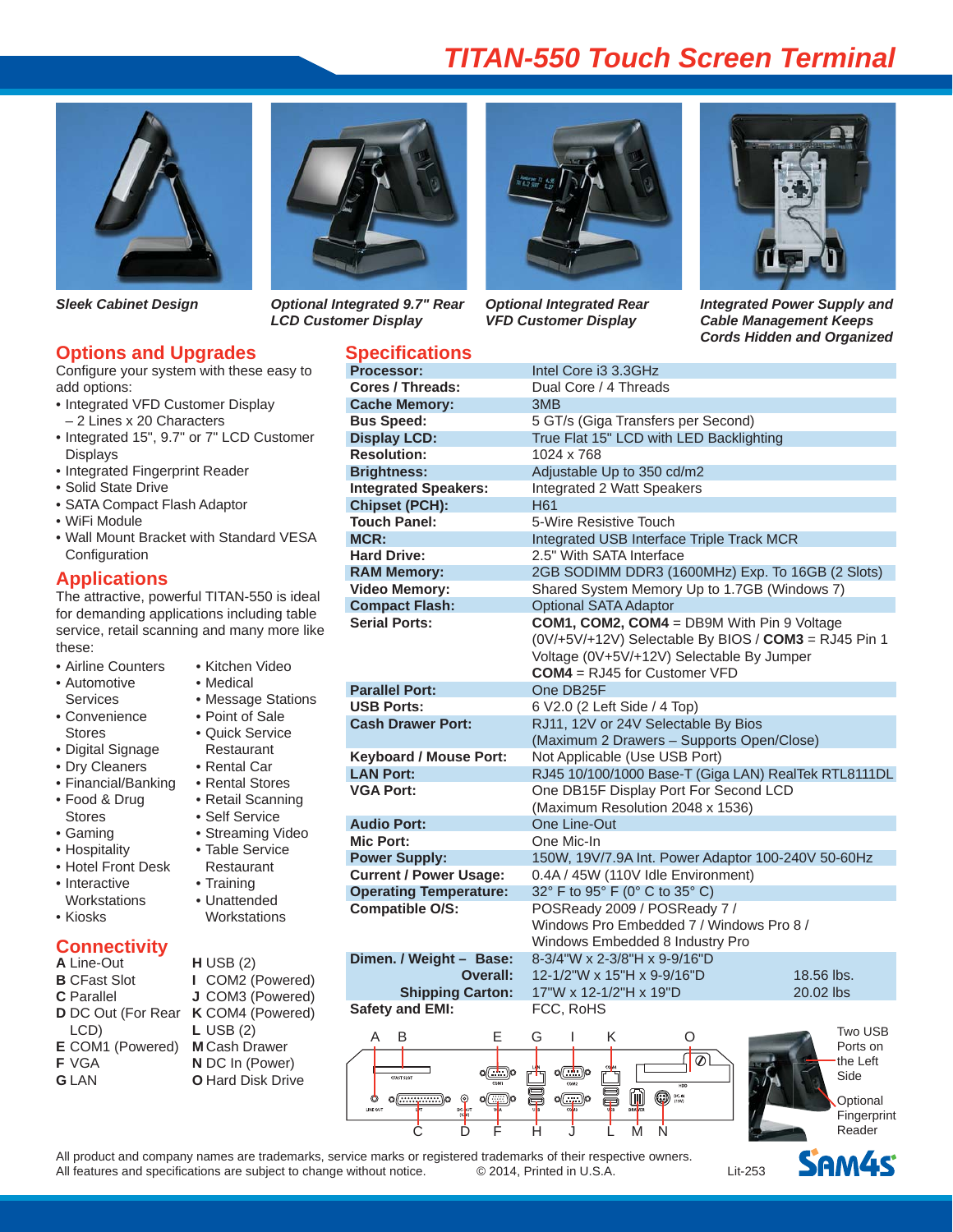# TITAN-550 Touch Screen Terminal

*Sleek Cabinet Design*

*Optional Integrated 9.7" Rear LCD Customer Display*

*Optional Integrated Rear VFD Customer Display*

*Integrated Power Supply and Cable Management Keeps Cords Hidden and Organized*

## Options and Upgrades

Configure your system with these easy to add options:

- Integrated VFD Customer Display
  – 2 Lines x 20 Characters
- Integrated 15", 9.7" or 7" LCD Customer Displays
- Integrated Fingerprint Reader
- Solid State Drive
- SATA Compact Flash Adaptor
- WiFi Module
- Wall Mount Bracket with Standard VESA Configuration

## Applications

The attractive, powerful TITAN-550 is ideal for demanding applications including table service, retail scanning and many more like these:

- Airline Counters
- Automotive Services
- Convenience Stores
- Digital Signage
- Dry Cleaners
- Financial/Banking
- Food & Drug Stores
- Gaming
- Hospitality
- Hotel Front Desk
- Interactive Workstations
- Kiosks
- Kitchen Video
- Medical
- Message Stations
- Point of Sale
- Quick Service Restaurant
- Rental Car
- Rental Stores
- Retail Scanning
- Self Service
- Streaming Video
- Table Service Restaurant
- Training
- Unattended Workstations

## Connectivity

**A** Line-Out
**B** CFast Slot
**C** Parallel
**D** DC Out (For Rear LCD)
**E** COM1 (Powered)
**F** VGA
**G** LAN
**H** USB (2)
**I** COM2 (Powered)
**J** COM3 (Powered)
**K** COM4 (Powered)
**L** USB (2)
**M** Cash Drawer
**N** DC In (Power)
**O** Hard Disk Drive

## Specifications

| | | |
|---|---|---|
| **Processor:** | Intel Core i3 3.3GHz | |
| **Cores / Threads:** | Dual Core / 4 Threads | |
| **Cache Memory:** | 3MB | |
| **Bus Speed:** | 5 GT/s (Giga Transfers per Second) | |
| **Display LCD:** | True Flat 15" LCD with LED Backlighting | |
| **Resolution:** | 1024 x 768 | |
| **Brightness:** | Adjustable Up to 350 cd/m2 | |
| **Integrated Speakers:** | Integrated 2 Watt Speakers | |
| **Chipset (PCH):** | H61 | |
| **Touch Panel:** | 5-Wire Resistive Touch | |
| **MCR:** | Integrated USB Interface Triple Track MCR | |
| **Hard Drive:** | 2.5" With SATA Interface | |
| **RAM Memory:** | 2GB SODIMM DDR3 (1600MHz) Exp. To 16GB (2 Slots) | |
| **Video Memory:** | Shared System Memory Up to 1.7GB (Windows 7) | |
| **Compact Flash:** | Optional SATA Adaptor | |
| **Serial Ports:** | **COM1, COM2, COM4** = DB9M With Pin 9 Voltage (0V/+5V/+12V) Selectable By BIOS / **COM3** = RJ45 Pin 1 Voltage (0V+5V/+12V) Selectable By Jumper **COM4** = RJ45 for Customer VFD | |
| **Parallel Port:** | One DB25F | |
| **USB Ports:** | 6 V2.0 (2 Left Side / 4 Top) | |
| **Cash Drawer Port:** | RJ11, 12V or 24V Selectable By Bios (Maximum 2 Drawers – Supports Open/Close) | |
| **Keyboard / Mouse Port:** | Not Applicable (Use USB Port) | |
| **LAN Port:** | RJ45 10/100/1000 Base-T (Giga LAN) RealTek RTL8111DL | |
| **VGA Port:** | One DB15F Display Port For Second LCD (Maximum Resolution 2048 x 1536) | |
| **Audio Port:** | One Line-Out | |
| **Mic Port:** | One Mic-In | |
| **Power Supply:** | 150W, 19V/7.9A Int. Power Adaptor 100-240V 50-60Hz | |
| **Current / Power Usage:** | 0.4A / 45W (110V Idle Environment) | |
| **Operating Temperature:** | 32° F to 95° F (0° C to 35° C) | |
| **Compatible O/S:** | POSReady 2009 / POSReady 7 / Windows Pro Embedded 7 / Windows Pro 8 / Windows Embedded 8 Industry Pro | |
| **Dimen. / Weight – Base:** | 8-3/4"W x 2-3/8"H x 9-9/16"D | |
| **Overall:** | 12-1/2"W x 15"H x 9-9/16"D | 18.56 lbs. |
| **Shipping Carton:** | 17"W x 12-1/2"H x 19"D | 20.02 lbs |
| **Safety and EMI:** | FCC, RoHS | |

A B E G I K O

C D F H J L M N

Two USB Ports on the Left Side

Optional Fingerprint Reader

All product and company names are trademarks, service marks or registered trademarks of their respective owners.
All features and specifications are subject to change without notice. © 2014, Printed in U.S.A. Lit-253

SAM4S